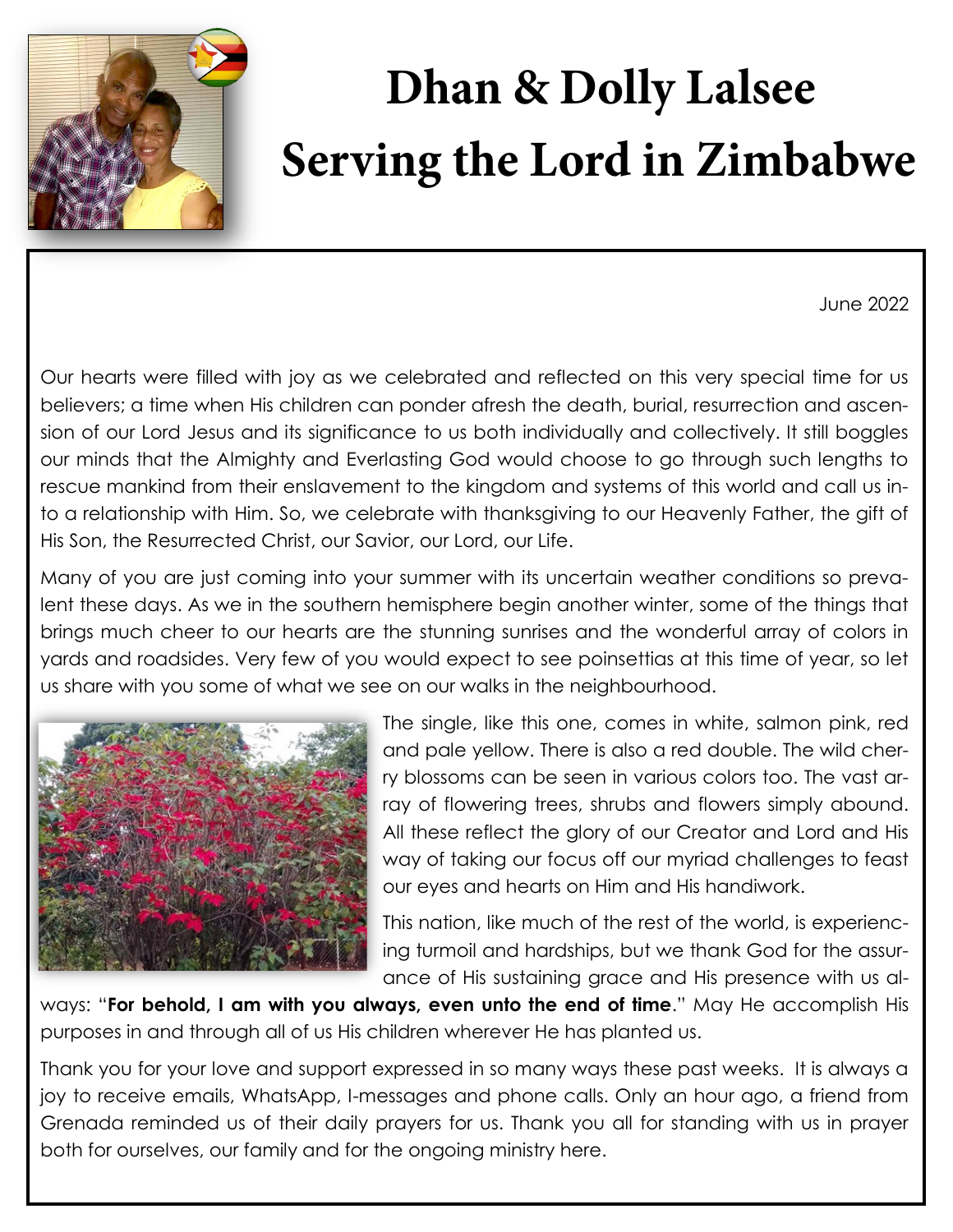# Dhan & Dolly Lalsee
# Serving the Lord in Zimbabwe

June 2022

Our hearts were filled with joy as we celebrated and reflected on this very special time for us believers; a time when His children can ponder afresh the death, burial, resurrection and ascension of our Lord Jesus and its significance to us both individually and collectively. It still boggles our minds that the Almighty and Everlasting God would choose to go through such lengths to rescue mankind from their enslavement to the kingdom and systems of this world and call us into a relationship with Him. So, we celebrate with thanksgiving to our Heavenly Father, the gift of His Son, the Resurrected Christ, our Savior, our Lord, our Life.

Many of you are just coming into your summer with its uncertain weather conditions so prevalent these days. As we in the southern hemisphere begin another winter, some of the things that brings much cheer to our hearts are the stunning sunrises and the wonderful array of colors in yards and roadsides. Very few of you would expect to see poinsettias at this time of year, so let us share with you some of what we see on our walks in the neighbourhood.

The single, like this one, comes in white, salmon pink, red and pale yellow. There is also a red double. The wild cherry blossoms can be seen in various colors too. The vast array of flowering trees, shrubs and flowers simply abound. All these reflect the glory of our Creator and Lord and His way of taking our focus off our myriad challenges to feast our eyes and hearts on Him and His handiwork.

This nation, like much of the rest of the world, is experiencing turmoil and hardships, but we thank God for the assurance of His sustaining grace and His presence with us always: "**For behold, I am with you always, even unto the end of time**." May He accomplish His purposes in and through all of us His children wherever He has planted us.

Thank you for your love and support expressed in so many ways these past weeks. It is always a joy to receive emails, WhatsApp, I-messages and phone calls. Only an hour ago, a friend from Grenada reminded us of their daily prayers for us. Thank you all for standing with us in prayer both for ourselves, our family and for the ongoing ministry here.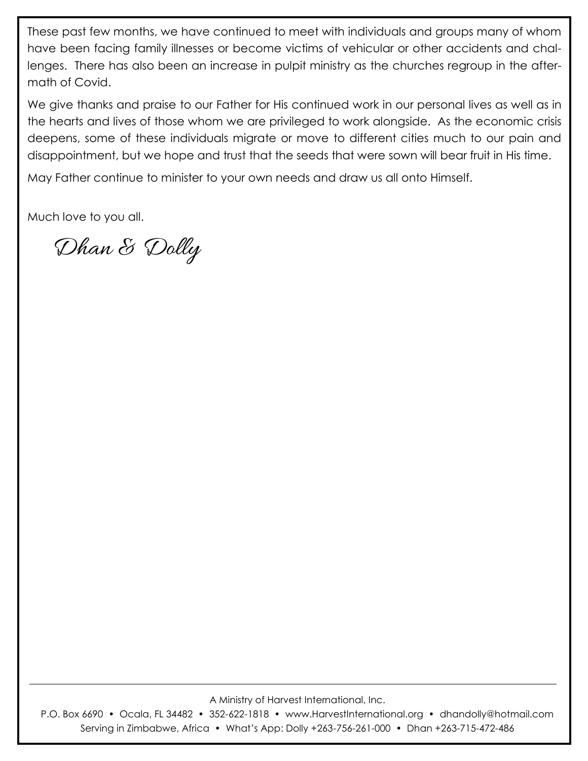These past few months, we have continued to meet with individuals and groups many of whom have been facing family illnesses or become victims of vehicular or other accidents and challenges. There has also been an increase in pulpit ministry as the churches regroup in the aftermath of Covid.

We give thanks and praise to our Father for His continued work in our personal lives as well as in the hearts and lives of those whom we are privileged to work alongside. As the economic crisis deepens, some of these individuals migrate or move to different cities much to our pain and disappointment, but we hope and trust that the seeds that were sown will bear fruit in His time.

May Father continue to minister to your own needs and draw us all onto Himself.

Much love to you all.

*Dhan & Dolly*

A Ministry of Harvest International, Inc.

P.O. Box 6690 • Ocala, FL 34482 • 352-622-1818 • www.HarvestInternational.org • dhandolly@hotmail.com

Serving in Zimbabwe, Africa • What's App: Dolly +263-756-261-000 • Dhan +263-715-472-486